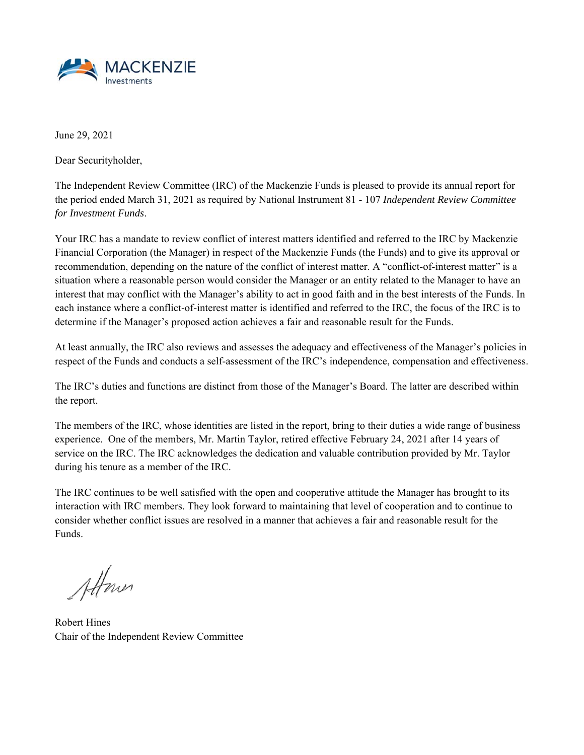MACKENZIE Investments

June 29, 2021

Dear Securityholder,

The Independent Review Committee (IRC) of the Mackenzie Funds is pleased to provide its annual report for the period ended March 31, 2021 as required by National Instrument 81 - 107 *Independent Review Committee for Investment Funds*.

Your IRC has a mandate to review conflict of interest matters identified and referred to the IRC by Mackenzie Financial Corporation (the Manager) in respect of the Mackenzie Funds (the Funds) and to give its approval or recommendation, depending on the nature of the conflict of interest matter. A "conflict-of-interest matter" is a situation where a reasonable person would consider the Manager or an entity related to the Manager to have an interest that may conflict with the Manager's ability to act in good faith and in the best interests of the Funds. In each instance where a conflict-of-interest matter is identified and referred to the IRC, the focus of the IRC is to determine if the Manager's proposed action achieves a fair and reasonable result for the Funds.

At least annually, the IRC also reviews and assesses the adequacy and effectiveness of the Manager's policies in respect of the Funds and conducts a self-assessment of the IRC's independence, compensation and effectiveness.

The IRC's duties and functions are distinct from those of the Manager's Board. The latter are described within the report.

The members of the IRC, whose identities are listed in the report, bring to their duties a wide range of business experience. One of the members, Mr. Martin Taylor, retired effective February 24, 2021 after 14 years of service on the IRC. The IRC acknowledges the dedication and valuable contribution provided by Mr. Taylor during his tenure as a member of the IRC.

The IRC continues to be well satisfied with the open and cooperative attitude the Manager has brought to its interaction with IRC members. They look forward to maintaining that level of cooperation and to continue to consider whether conflict issues are resolved in a manner that achieves a fair and reasonable result for the Funds.

Robert Hines  
Chair of the Independent Review Committee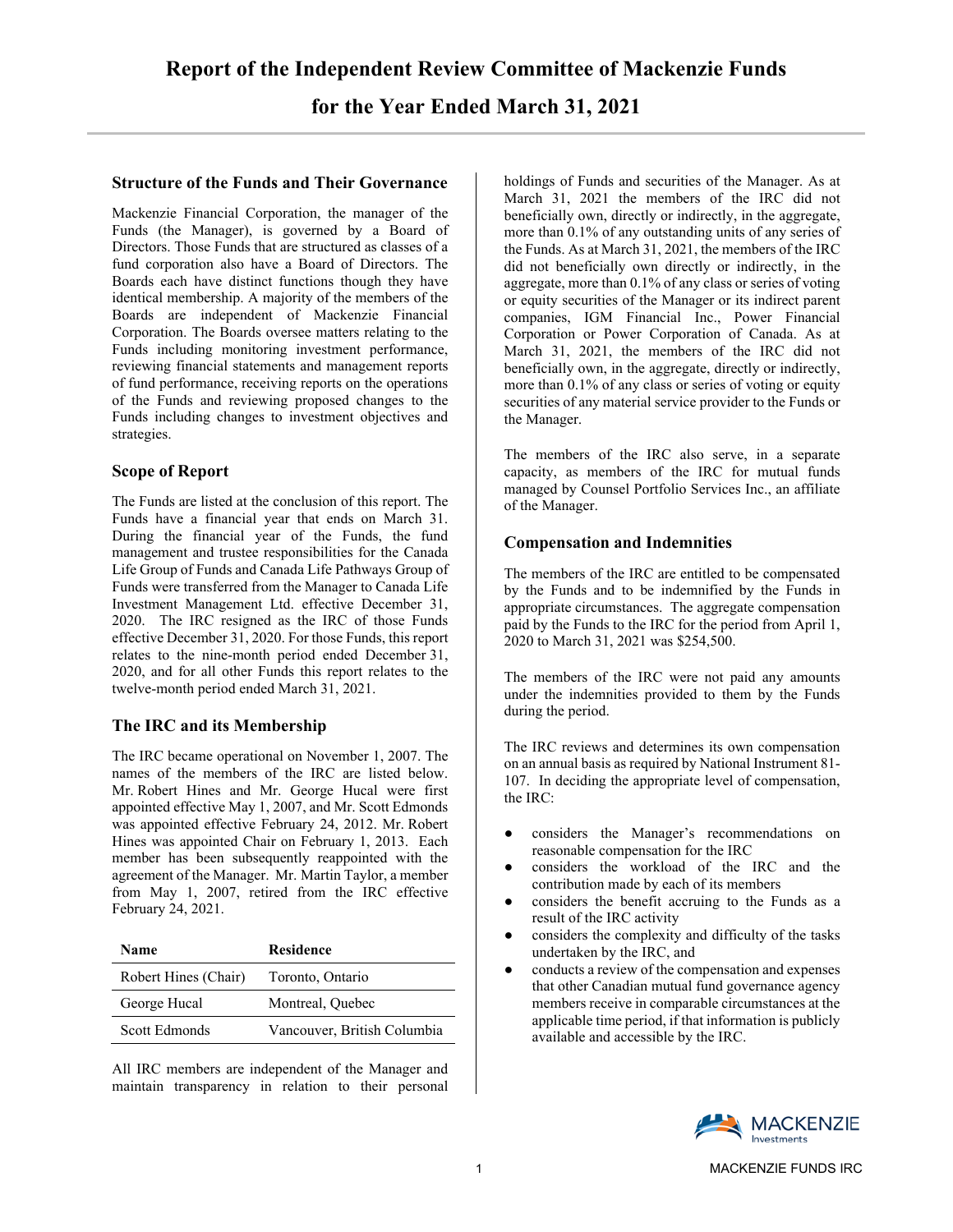# Report of the Independent Review Committee of Mackenzie Funds

# for the Year Ended March 31, 2021

## Structure of the Funds and Their Governance

Mackenzie Financial Corporation, the manager of the Funds (the Manager), is governed by a Board of Directors. Those Funds that are structured as classes of a fund corporation also have a Board of Directors. The Boards each have distinct functions though they have identical membership. A majority of the members of the Boards are independent of Mackenzie Financial Corporation. The Boards oversee matters relating to the Funds including monitoring investment performance, reviewing financial statements and management reports of fund performance, receiving reports on the operations of the Funds and reviewing proposed changes to the Funds including changes to investment objectives and strategies.

## Scope of Report

The Funds are listed at the conclusion of this report. The Funds have a financial year that ends on March 31. During the financial year of the Funds, the fund management and trustee responsibilities for the Canada Life Group of Funds and Canada Life Pathways Group of Funds were transferred from the Manager to Canada Life Investment Management Ltd. effective December 31, 2020. The IRC resigned as the IRC of those Funds effective December 31, 2020. For those Funds, this report relates to the nine-month period ended December 31, 2020, and for all other Funds this report relates to the twelve-month period ended March 31, 2021.

## The IRC and its Membership

The IRC became operational on November 1, 2007. The names of the members of the IRC are listed below. Mr. Robert Hines and Mr. George Hucal were first appointed effective May 1, 2007, and Mr. Scott Edmonds was appointed effective February 24, 2012. Mr. Robert Hines was appointed Chair on February 1, 2013. Each member has been subsequently reappointed with the agreement of the Manager. Mr. Martin Taylor, a member from May 1, 2007, retired from the IRC effective February 24, 2021.

| Name | Residence |
|---|---|
| Robert Hines (Chair) | Toronto, Ontario |
| George Hucal | Montreal, Quebec |
| Scott Edmonds | Vancouver, British Columbia |

All IRC members are independent of the Manager and maintain transparency in relation to their personal holdings of Funds and securities of the Manager. As at March 31, 2021 the members of the IRC did not beneficially own, directly or indirectly, in the aggregate, more than 0.1% of any outstanding units of any series of the Funds. As at March 31, 2021, the members of the IRC did not beneficially own directly or indirectly, in the aggregate, more than 0.1% of any class or series of voting or equity securities of the Manager or its indirect parent companies, IGM Financial Inc., Power Financial Corporation or Power Corporation of Canada. As at March 31, 2021, the members of the IRC did not beneficially own, in the aggregate, directly or indirectly, more than 0.1% of any class or series of voting or equity securities of any material service provider to the Funds or the Manager.

The members of the IRC also serve, in a separate capacity, as members of the IRC for mutual funds managed by Counsel Portfolio Services Inc., an affiliate of the Manager.

## Compensation and Indemnities

The members of the IRC are entitled to be compensated by the Funds and to be indemnified by the Funds in appropriate circumstances. The aggregate compensation paid by the Funds to the IRC for the period from April 1, 2020 to March 31, 2021 was $254,500.

The members of the IRC were not paid any amounts under the indemnities provided to them by the Funds during the period.

The IRC reviews and determines its own compensation on an annual basis as required by National Instrument 81-107. In deciding the appropriate level of compensation, the IRC:

- considers the Manager's recommendations on reasonable compensation for the IRC
- considers the workload of the IRC and the contribution made by each of its members
- considers the benefit accruing to the Funds as a result of the IRC activity
- considers the complexity and difficulty of the tasks undertaken by the IRC, and
- conducts a review of the compensation and expenses that other Canadian mutual fund governance agency members receive in comparable circumstances at the applicable time period, if that information is publicly available and accessible by the IRC.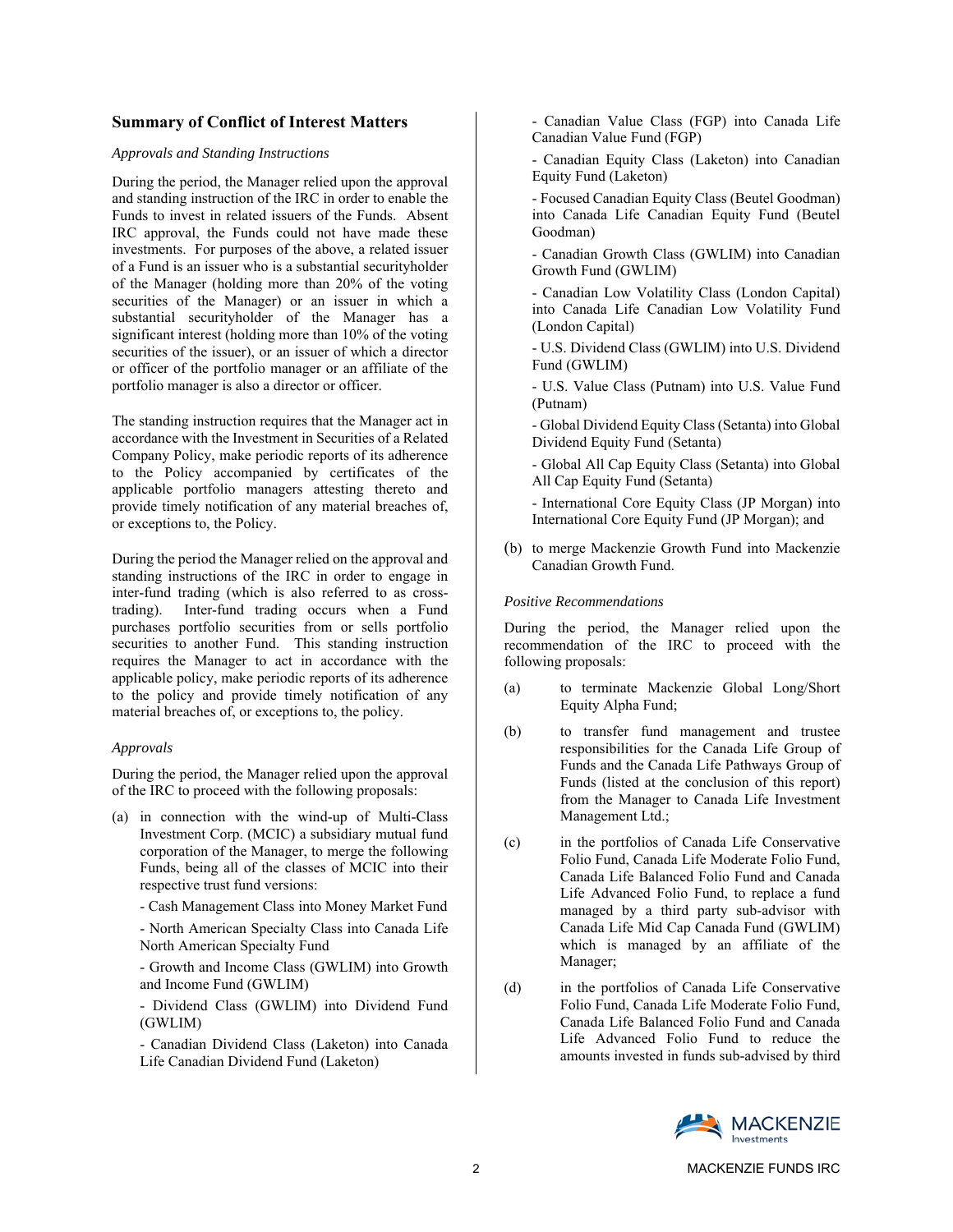## Summary of Conflict of Interest Matters

*Approvals and Standing Instructions*

During the period, the Manager relied upon the approval and standing instruction of the IRC in order to enable the Funds to invest in related issuers of the Funds. Absent IRC approval, the Funds could not have made these investments. For purposes of the above, a related issuer of a Fund is an issuer who is a substantial securityholder of the Manager (holding more than 20% of the voting securities of the Manager) or an issuer in which a substantial securityholder of the Manager has a significant interest (holding more than 10% of the voting securities of the issuer), or an issuer of which a director or officer of the portfolio manager or an affiliate of the portfolio manager is also a director or officer.

The standing instruction requires that the Manager act in accordance with the Investment in Securities of a Related Company Policy, make periodic reports of its adherence to the Policy accompanied by certificates of the applicable portfolio managers attesting thereto and provide timely notification of any material breaches of, or exceptions to, the Policy.

During the period the Manager relied on the approval and standing instructions of the IRC in order to engage in inter-fund trading (which is also referred to as cross-trading). Inter-fund trading occurs when a Fund purchases portfolio securities from or sells portfolio securities to another Fund. This standing instruction requires the Manager to act in accordance with the applicable policy, make periodic reports of its adherence to the policy and provide timely notification of any material breaches of, or exceptions to, the policy.

*Approvals*

During the period, the Manager relied upon the approval of the IRC to proceed with the following proposals:

(a) in connection with the wind-up of Multi-Class Investment Corp. (MCIC) a subsidiary mutual fund corporation of the Manager, to merge the following Funds, being all of the classes of MCIC into their respective trust fund versions:

- Cash Management Class into Money Market Fund
- North American Specialty Class into Canada Life North American Specialty Fund
- Growth and Income Class (GWLIM) into Growth and Income Fund (GWLIM)
- Dividend Class (GWLIM) into Dividend Fund (GWLIM)
- Canadian Dividend Class (Laketon) into Canada Life Canadian Dividend Fund (Laketon)
- Canadian Value Class (FGP) into Canada Life Canadian Value Fund (FGP)
- Canadian Equity Class (Laketon) into Canadian Equity Fund (Laketon)
- Focused Canadian Equity Class (Beutel Goodman) into Canada Life Canadian Equity Fund (Beutel Goodman)
- Canadian Growth Class (GWLIM) into Canadian Growth Fund (GWLIM)
- Canadian Low Volatility Class (London Capital) into Canada Life Canadian Low Volatility Fund (London Capital)
- U.S. Dividend Class (GWLIM) into U.S. Dividend Fund (GWLIM)
- U.S. Value Class (Putnam) into U.S. Value Fund (Putnam)
- Global Dividend Equity Class (Setanta) into Global Dividend Equity Fund (Setanta)
- Global All Cap Equity Class (Setanta) into Global All Cap Equity Fund (Setanta)
- International Core Equity Class (JP Morgan) into International Core Equity Fund (JP Morgan); and

(b) to merge Mackenzie Growth Fund into Mackenzie Canadian Growth Fund.

*Positive Recommendations*

During the period, the Manager relied upon the recommendation of the IRC to proceed with the following proposals:

(a) to terminate Mackenzie Global Long/Short Equity Alpha Fund;

(b) to transfer fund management and trustee responsibilities for the Canada Life Group of Funds and the Canada Life Pathways Group of Funds (listed at the conclusion of this report) from the Manager to Canada Life Investment Management Ltd.;

(c) in the portfolios of Canada Life Conservative Folio Fund, Canada Life Moderate Folio Fund, Canada Life Balanced Folio Fund and Canada Life Advanced Folio Fund, to replace a fund managed by a third party sub-advisor with Canada Life Mid Cap Canada Fund (GWLIM) which is managed by an affiliate of the Manager;

(d) in the portfolios of Canada Life Conservative Folio Fund, Canada Life Moderate Folio Fund, Canada Life Balanced Folio Fund and Canada Life Advanced Folio Fund to reduce the amounts invested in funds sub-advised by third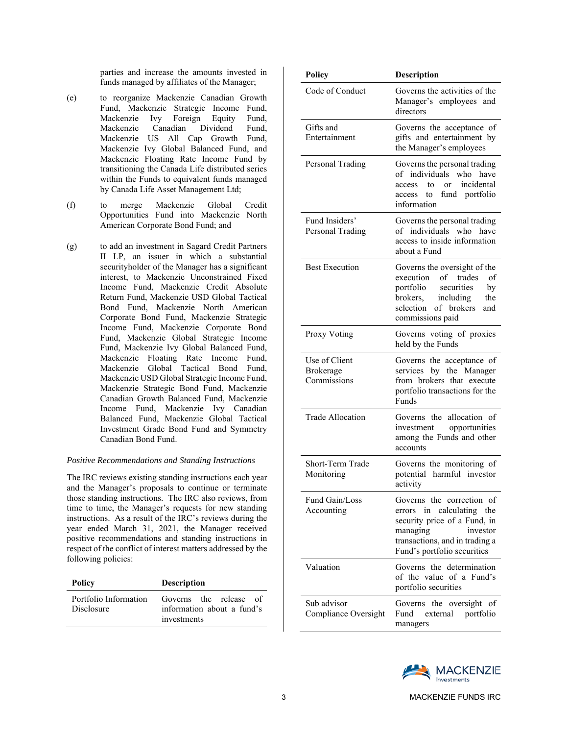parties and increase the amounts invested in funds managed by affiliates of the Manager;

(e) to reorganize Mackenzie Canadian Growth Fund, Mackenzie Strategic Income Fund, Mackenzie Ivy Foreign Equity Fund, Mackenzie Canadian Dividend Fund, Mackenzie US All Cap Growth Fund, Mackenzie Ivy Global Balanced Fund, and Mackenzie Floating Rate Income Fund by transitioning the Canada Life distributed series within the Funds to equivalent funds managed by Canada Life Asset Management Ltd;

(f) to merge Mackenzie Global Credit Opportunities Fund into Mackenzie North American Corporate Bond Fund; and

(g) to add an investment in Sagard Credit Partners II LP, an issuer in which a substantial securityholder of the Manager has a significant interest, to Mackenzie Unconstrained Fixed Income Fund, Mackenzie Credit Absolute Return Fund, Mackenzie USD Global Tactical Bond Fund, Mackenzie North American Corporate Bond Fund, Mackenzie Strategic Income Fund, Mackenzie Corporate Bond Fund, Mackenzie Global Strategic Income Fund, Mackenzie Ivy Global Balanced Fund, Mackenzie Floating Rate Income Fund, Mackenzie Global Tactical Bond Fund, Mackenzie USD Global Strategic Income Fund, Mackenzie Strategic Bond Fund, Mackenzie Canadian Growth Balanced Fund, Mackenzie Income Fund, Mackenzie Ivy Canadian Balanced Fund, Mackenzie Global Tactical Investment Grade Bond Fund and Symmetry Canadian Bond Fund.

*Positive Recommendations and Standing Instructions*

The IRC reviews existing standing instructions each year and the Manager's proposals to continue or terminate those standing instructions. The IRC also reviews, from time to time, the Manager's requests for new standing instructions. As a result of the IRC's reviews during the year ended March 31, 2021, the Manager received positive recommendations and standing instructions in respect of the conflict of interest matters addressed by the following policies:

| Policy | Description |
| --- | --- |
| Portfolio Information Disclosure | Governs the release of information about a fund's investments |
| Code of Conduct | Governs the activities of the Manager's employees and directors |
| Gifts and Entertainment | Governs the acceptance of gifts and entertainment by the Manager's employees |
| Personal Trading | Governs the personal trading of individuals who have access to or incidental access to fund portfolio information |
| Fund Insiders' Personal Trading | Governs the personal trading of individuals who have access to inside information about a Fund |
| Best Execution | Governs the oversight of the execution of trades of portfolio securities by brokers, including the selection of brokers and commissions paid |
| Proxy Voting | Governs voting of proxies held by the Funds |
| Use of Client Brokerage Commissions | Governs the acceptance of services by the Manager from brokers that execute portfolio transactions for the Funds |
| Trade Allocation | Governs the allocation of investment opportunities among the Funds and other accounts |
| Short-Term Trade Monitoring | Governs the monitoring of potential harmful investor activity |
| Fund Gain/Loss Accounting | Governs the correction of errors in calculating the security price of a Fund, in managing investor transactions, and in trading a Fund's portfolio securities |
| Valuation | Governs the determination of the value of a Fund's portfolio securities |
| Sub advisor Compliance Oversight | Governs the oversight of Fund external portfolio managers |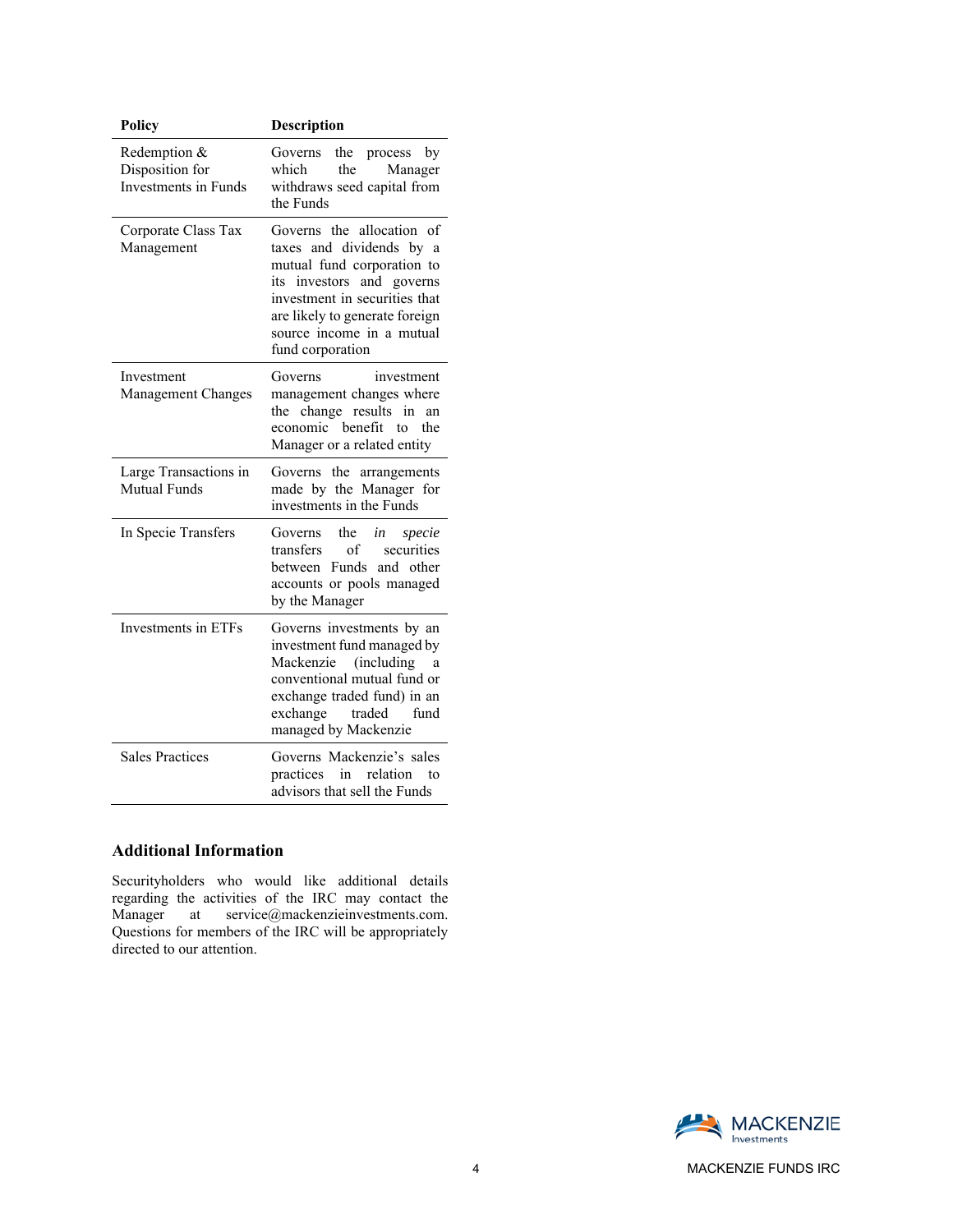| Policy | Description |
|---|---|
| Redemption & Disposition for Investments in Funds | Governs the process by which the Manager withdraws seed capital from the Funds |
| Corporate Class Tax Management | Governs the allocation of taxes and dividends by a mutual fund corporation to its investors and governs investment in securities that are likely to generate foreign source income in a mutual fund corporation |
| Investment Management Changes | Governs investment management changes where the change results in an economic benefit to the Manager or a related entity |
| Large Transactions in Mutual Funds | Governs the arrangements made by the Manager for investments in the Funds |
| In Specie Transfers | Governs the *in specie* transfers of securities between Funds and other accounts or pools managed by the Manager |
| Investments in ETFs | Governs investments by an investment fund managed by Mackenzie (including a conventional mutual fund or exchange traded fund) in an exchange traded fund managed by Mackenzie |
| Sales Practices | Governs Mackenzie's sales practices in relation to advisors that sell the Funds |

## Additional Information

Securityholders who would like additional details regarding the activities of the IRC may contact the Manager at service@mackenzieinvestments.com. Questions for members of the IRC will be appropriately directed to our attention.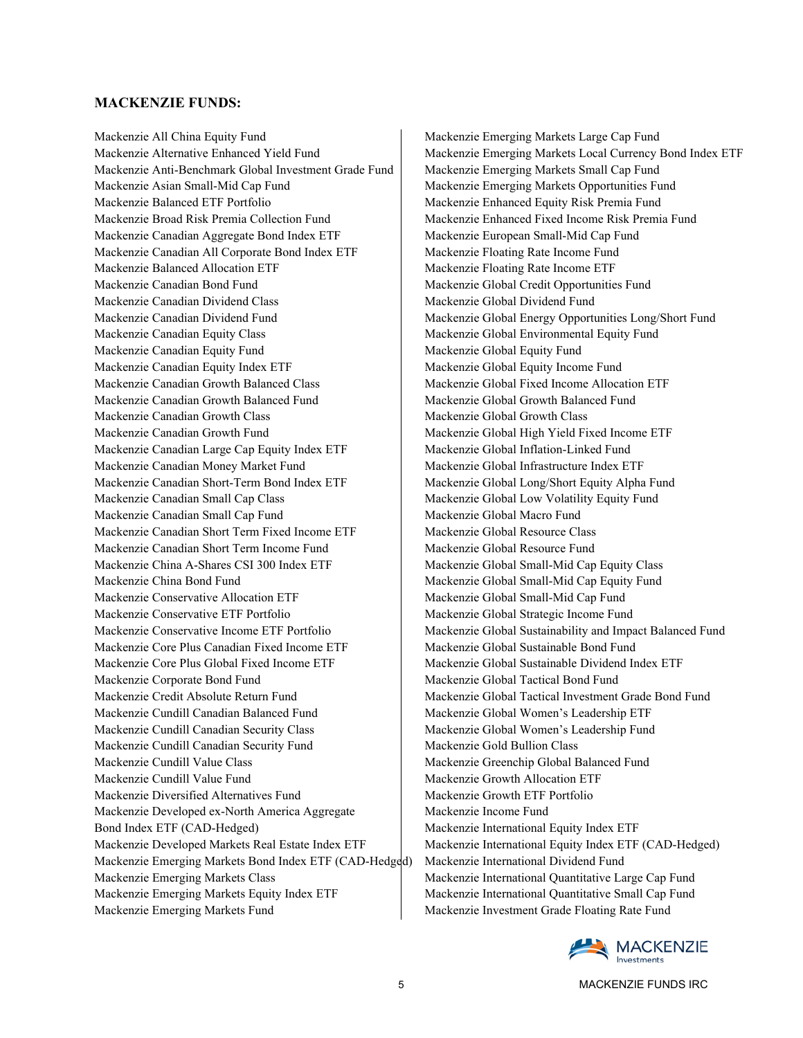**MACKENZIE FUNDS:**

Mackenzie All China Equity Fund
Mackenzie Alternative Enhanced Yield Fund
Mackenzie Anti-Benchmark Global Investment Grade Fund
Mackenzie Asian Small-Mid Cap Fund
Mackenzie Balanced ETF Portfolio
Mackenzie Broad Risk Premia Collection Fund
Mackenzie Canadian Aggregate Bond Index ETF
Mackenzie Canadian All Corporate Bond Index ETF
Mackenzie Balanced Allocation ETF
Mackenzie Canadian Bond Fund
Mackenzie Canadian Dividend Class
Mackenzie Canadian Dividend Fund
Mackenzie Canadian Equity Class
Mackenzie Canadian Equity Fund
Mackenzie Canadian Equity Index ETF
Mackenzie Canadian Growth Balanced Class
Mackenzie Canadian Growth Balanced Fund
Mackenzie Canadian Growth Class
Mackenzie Canadian Growth Fund
Mackenzie Canadian Large Cap Equity Index ETF
Mackenzie Canadian Money Market Fund
Mackenzie Canadian Short-Term Bond Index ETF
Mackenzie Canadian Small Cap Class
Mackenzie Canadian Small Cap Fund
Mackenzie Canadian Short Term Fixed Income ETF
Mackenzie Canadian Short Term Income Fund
Mackenzie China A-Shares CSI 300 Index ETF
Mackenzie China Bond Fund
Mackenzie Conservative Allocation ETF
Mackenzie Conservative ETF Portfolio
Mackenzie Conservative Income ETF Portfolio
Mackenzie Core Plus Canadian Fixed Income ETF
Mackenzie Core Plus Global Fixed Income ETF
Mackenzie Corporate Bond Fund
Mackenzie Credit Absolute Return Fund
Mackenzie Cundill Canadian Balanced Fund
Mackenzie Cundill Canadian Security Class
Mackenzie Cundill Canadian Security Fund
Mackenzie Cundill Value Class
Mackenzie Cundill Value Fund
Mackenzie Diversified Alternatives Fund
Mackenzie Developed ex-North America Aggregate Bond Index ETF (CAD-Hedged)
Mackenzie Developed Markets Real Estate Index ETF
Mackenzie Emerging Markets Bond Index ETF (CAD-Hedged)
Mackenzie Emerging Markets Class
Mackenzie Emerging Markets Equity Index ETF
Mackenzie Emerging Markets Fund
Mackenzie Emerging Markets Large Cap Fund
Mackenzie Emerging Markets Local Currency Bond Index ETF
Mackenzie Emerging Markets Small Cap Fund
Mackenzie Emerging Markets Opportunities Fund
Mackenzie Enhanced Equity Risk Premia Fund
Mackenzie Enhanced Fixed Income Risk Premia Fund
Mackenzie European Small-Mid Cap Fund
Mackenzie Floating Rate Income Fund
Mackenzie Floating Rate Income ETF
Mackenzie Global Credit Opportunities Fund
Mackenzie Global Dividend Fund
Mackenzie Global Energy Opportunities Long/Short Fund
Mackenzie Global Environmental Equity Fund
Mackenzie Global Equity Fund
Mackenzie Global Equity Income Fund
Mackenzie Global Fixed Income Allocation ETF
Mackenzie Global Growth Balanced Fund
Mackenzie Global Growth Class
Mackenzie Global High Yield Fixed Income ETF
Mackenzie Global Inflation-Linked Fund
Mackenzie Global Infrastructure Index ETF
Mackenzie Global Long/Short Equity Alpha Fund
Mackenzie Global Low Volatility Equity Fund
Mackenzie Global Macro Fund
Mackenzie Global Resource Class
Mackenzie Global Resource Fund
Mackenzie Global Small-Mid Cap Equity Class
Mackenzie Global Small-Mid Cap Equity Fund
Mackenzie Global Small-Mid Cap Fund
Mackenzie Global Strategic Income Fund
Mackenzie Global Sustainability and Impact Balanced Fund
Mackenzie Global Sustainable Bond Fund
Mackenzie Global Sustainable Dividend Index ETF
Mackenzie Global Tactical Bond Fund
Mackenzie Global Tactical Investment Grade Bond Fund
Mackenzie Global Women's Leadership ETF
Mackenzie Global Women's Leadership Fund
Mackenzie Gold Bullion Class
Mackenzie Greenchip Global Balanced Fund
Mackenzie Growth Allocation ETF
Mackenzie Growth ETF Portfolio
Mackenzie Income Fund
Mackenzie International Equity Index ETF
Mackenzie International Equity Index ETF (CAD-Hedged)
Mackenzie International Dividend Fund
Mackenzie International Quantitative Large Cap Fund
Mackenzie International Quantitative Small Cap Fund
Mackenzie Investment Grade Floating Rate Fund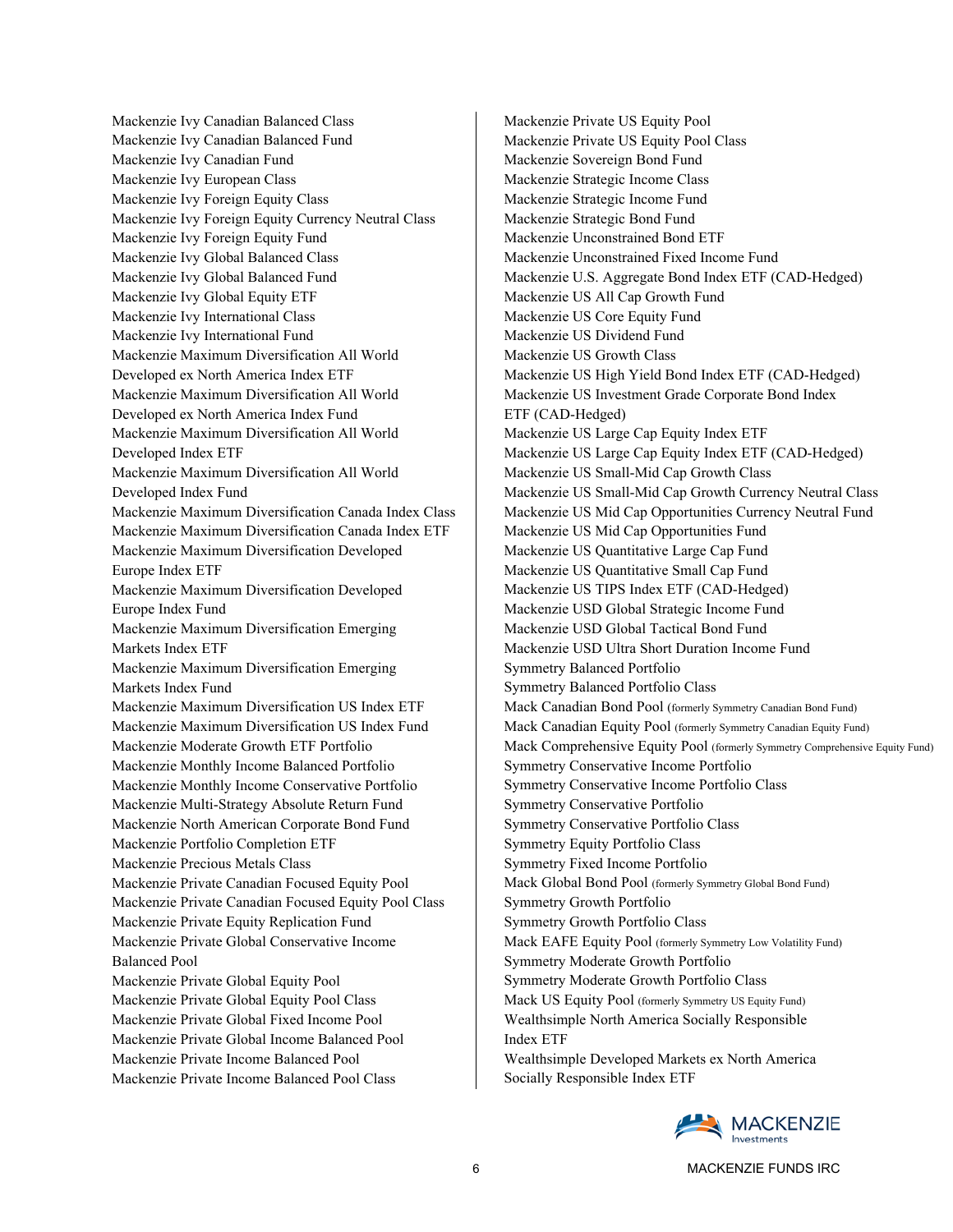Mackenzie Ivy Canadian Balanced Class
Mackenzie Ivy Canadian Balanced Fund
Mackenzie Ivy Canadian Fund
Mackenzie Ivy European Class
Mackenzie Ivy Foreign Equity Class
Mackenzie Ivy Foreign Equity Currency Neutral Class
Mackenzie Ivy Foreign Equity Fund
Mackenzie Ivy Global Balanced Class
Mackenzie Ivy Global Balanced Fund
Mackenzie Ivy Global Equity ETF
Mackenzie Ivy International Class
Mackenzie Ivy International Fund
Mackenzie Maximum Diversification All World Developed ex North America Index ETF
Mackenzie Maximum Diversification All World Developed ex North America Index Fund
Mackenzie Maximum Diversification All World Developed Index ETF
Mackenzie Maximum Diversification All World Developed Index Fund
Mackenzie Maximum Diversification Canada Index Class
Mackenzie Maximum Diversification Canada Index ETF
Mackenzie Maximum Diversification Developed Europe Index ETF
Mackenzie Maximum Diversification Developed Europe Index Fund
Mackenzie Maximum Diversification Emerging Markets Index ETF
Mackenzie Maximum Diversification Emerging Markets Index Fund
Mackenzie Maximum Diversification US Index ETF
Mackenzie Maximum Diversification US Index Fund
Mackenzie Moderate Growth ETF Portfolio
Mackenzie Monthly Income Balanced Portfolio
Mackenzie Monthly Income Conservative Portfolio
Mackenzie Multi-Strategy Absolute Return Fund
Mackenzie North American Corporate Bond Fund
Mackenzie Portfolio Completion ETF
Mackenzie Precious Metals Class
Mackenzie Private Canadian Focused Equity Pool
Mackenzie Private Canadian Focused Equity Pool Class
Mackenzie Private Equity Replication Fund
Mackenzie Private Global Conservative Income Balanced Pool
Mackenzie Private Global Equity Pool
Mackenzie Private Global Equity Pool Class
Mackenzie Private Global Fixed Income Pool
Mackenzie Private Global Income Balanced Pool
Mackenzie Private Income Balanced Pool
Mackenzie Private Income Balanced Pool Class
Mackenzie Private US Equity Pool
Mackenzie Private US Equity Pool Class
Mackenzie Sovereign Bond Fund
Mackenzie Strategic Income Class
Mackenzie Strategic Income Fund
Mackenzie Strategic Bond Fund
Mackenzie Unconstrained Bond ETF
Mackenzie Unconstrained Fixed Income Fund
Mackenzie U.S. Aggregate Bond Index ETF (CAD-Hedged)
Mackenzie US All Cap Growth Fund
Mackenzie US Core Equity Fund
Mackenzie US Dividend Fund
Mackenzie US Growth Class
Mackenzie US High Yield Bond Index ETF (CAD-Hedged)
Mackenzie US Investment Grade Corporate Bond Index ETF (CAD-Hedged)
Mackenzie US Large Cap Equity Index ETF
Mackenzie US Large Cap Equity Index ETF (CAD-Hedged)
Mackenzie US Small-Mid Cap Growth Class
Mackenzie US Small-Mid Cap Growth Currency Neutral Class
Mackenzie US Mid Cap Opportunities Currency Neutral Fund
Mackenzie US Mid Cap Opportunities Fund
Mackenzie US Quantitative Large Cap Fund
Mackenzie US Quantitative Small Cap Fund
Mackenzie US TIPS Index ETF (CAD-Hedged)
Mackenzie USD Global Strategic Income Fund
Mackenzie USD Global Tactical Bond Fund
Mackenzie USD Ultra Short Duration Income Fund
Symmetry Balanced Portfolio
Symmetry Balanced Portfolio Class
Mack Canadian Bond Pool (formerly Symmetry Canadian Bond Fund)
Mack Canadian Equity Pool (formerly Symmetry Canadian Equity Fund)
Mack Comprehensive Equity Pool (formerly Symmetry Comprehensive Equity Fund)
Symmetry Conservative Income Portfolio
Symmetry Conservative Income Portfolio Class
Symmetry Conservative Portfolio
Symmetry Conservative Portfolio Class
Symmetry Equity Portfolio Class
Symmetry Fixed Income Portfolio
Mack Global Bond Pool (formerly Symmetry Global Bond Fund)
Symmetry Growth Portfolio
Symmetry Growth Portfolio Class
Mack EAFE Equity Pool (formerly Symmetry Low Volatility Fund)
Symmetry Moderate Growth Portfolio
Symmetry Moderate Growth Portfolio Class
Mack US Equity Pool (formerly Symmetry US Equity Fund)
Wealthsimple North America Socially Responsible Index ETF
Wealthsimple Developed Markets ex North America Socially Responsible Index ETF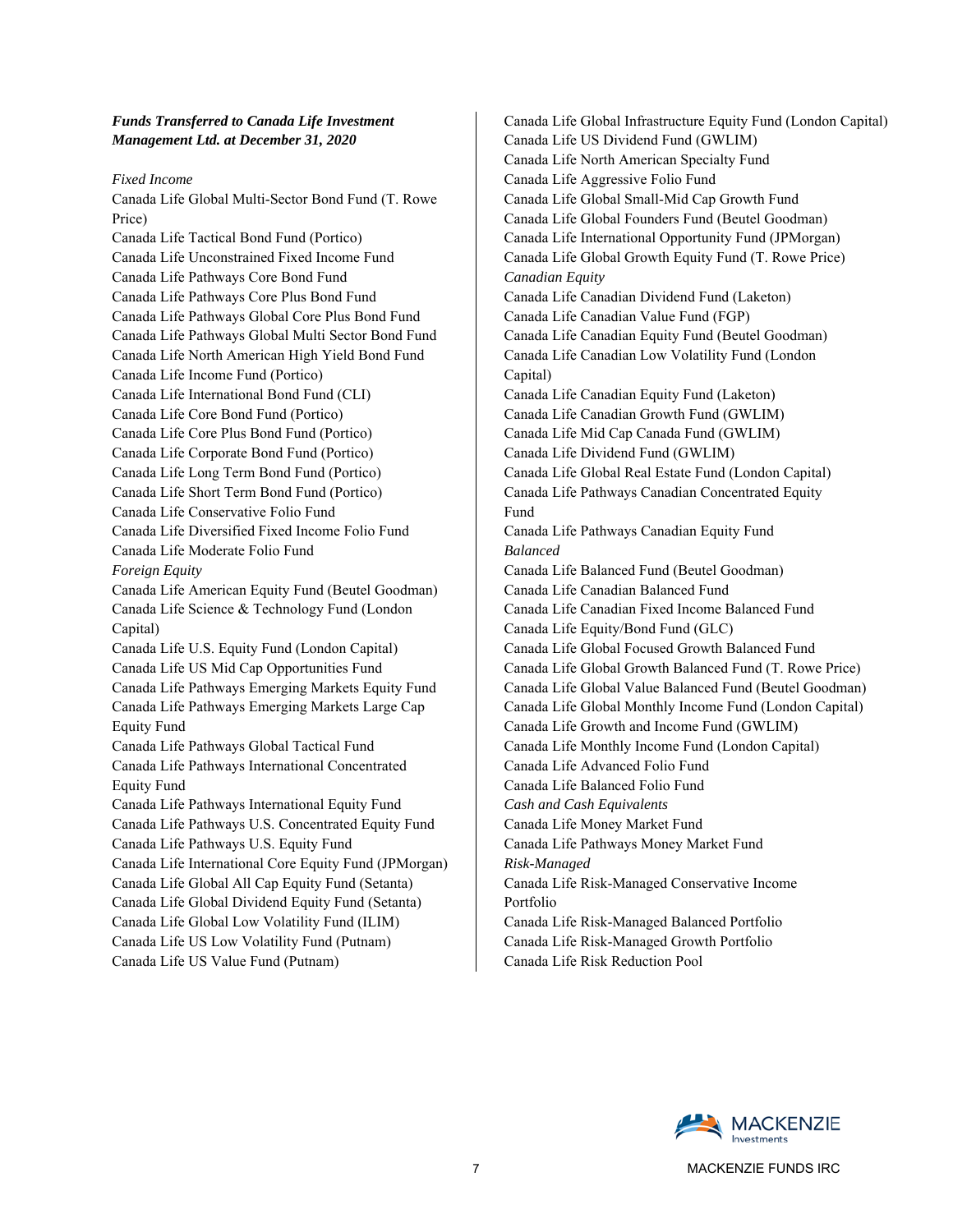***Funds Transferred to Canada Life Investment Management Ltd. at December 31, 2020***

*Fixed Income*

Canada Life Global Multi-Sector Bond Fund (T. Rowe Price)
Canada Life Tactical Bond Fund (Portico)
Canada Life Unconstrained Fixed Income Fund
Canada Life Pathways Core Bond Fund
Canada Life Pathways Core Plus Bond Fund
Canada Life Pathways Global Core Plus Bond Fund
Canada Life Pathways Global Multi Sector Bond Fund
Canada Life North American High Yield Bond Fund
Canada Life Income Fund (Portico)
Canada Life International Bond Fund (CLI)
Canada Life Core Bond Fund (Portico)
Canada Life Core Plus Bond Fund (Portico)
Canada Life Corporate Bond Fund (Portico)
Canada Life Long Term Bond Fund (Portico)
Canada Life Short Term Bond Fund (Portico)
Canada Life Conservative Folio Fund
Canada Life Diversified Fixed Income Folio Fund
Canada Life Moderate Folio Fund

*Foreign Equity*

Canada Life American Equity Fund (Beutel Goodman)
Canada Life Science & Technology Fund (London Capital)
Canada Life U.S. Equity Fund (London Capital)
Canada Life US Mid Cap Opportunities Fund
Canada Life Pathways Emerging Markets Equity Fund
Canada Life Pathways Emerging Markets Large Cap Equity Fund
Canada Life Pathways Global Tactical Fund
Canada Life Pathways International Concentrated Equity Fund
Canada Life Pathways International Equity Fund
Canada Life Pathways U.S. Concentrated Equity Fund
Canada Life Pathways U.S. Equity Fund
Canada Life International Core Equity Fund (JPMorgan)
Canada Life Global All Cap Equity Fund (Setanta)
Canada Life Global Dividend Equity Fund (Setanta)
Canada Life Global Low Volatility Fund (ILIM)
Canada Life US Low Volatility Fund (Putnam)
Canada Life US Value Fund (Putnam)
Canada Life Global Infrastructure Equity Fund (London Capital)
Canada Life US Dividend Fund (GWLIM)
Canada Life North American Specialty Fund
Canada Life Aggressive Folio Fund
Canada Life Global Small-Mid Cap Growth Fund
Canada Life Global Founders Fund (Beutel Goodman)
Canada Life International Opportunity Fund (JPMorgan)
Canada Life Global Growth Equity Fund (T. Rowe Price)

*Canadian Equity*

Canada Life Canadian Dividend Fund (Laketon)
Canada Life Canadian Value Fund (FGP)
Canada Life Canadian Equity Fund (Beutel Goodman)
Canada Life Canadian Low Volatility Fund (London Capital)
Canada Life Canadian Equity Fund (Laketon)
Canada Life Canadian Growth Fund (GWLIM)
Canada Life Mid Cap Canada Fund (GWLIM)
Canada Life Dividend Fund (GWLIM)
Canada Life Global Real Estate Fund (London Capital)
Canada Life Pathways Canadian Concentrated Equity Fund
Canada Life Pathways Canadian Equity Fund

*Balanced*

Canada Life Balanced Fund (Beutel Goodman)
Canada Life Canadian Balanced Fund
Canada Life Canadian Fixed Income Balanced Fund
Canada Life Equity/Bond Fund (GLC)
Canada Life Global Focused Growth Balanced Fund
Canada Life Global Growth Balanced Fund (T. Rowe Price)
Canada Life Global Value Balanced Fund (Beutel Goodman)
Canada Life Global Monthly Income Fund (London Capital)
Canada Life Growth and Income Fund (GWLIM)
Canada Life Monthly Income Fund (London Capital)
Canada Life Advanced Folio Fund
Canada Life Balanced Folio Fund

*Cash and Cash Equivalents*

Canada Life Money Market Fund
Canada Life Pathways Money Market Fund

*Risk-Managed*

Canada Life Risk-Managed Conservative Income Portfolio
Canada Life Risk-Managed Balanced Portfolio
Canada Life Risk-Managed Growth Portfolio
Canada Life Risk Reduction Pool